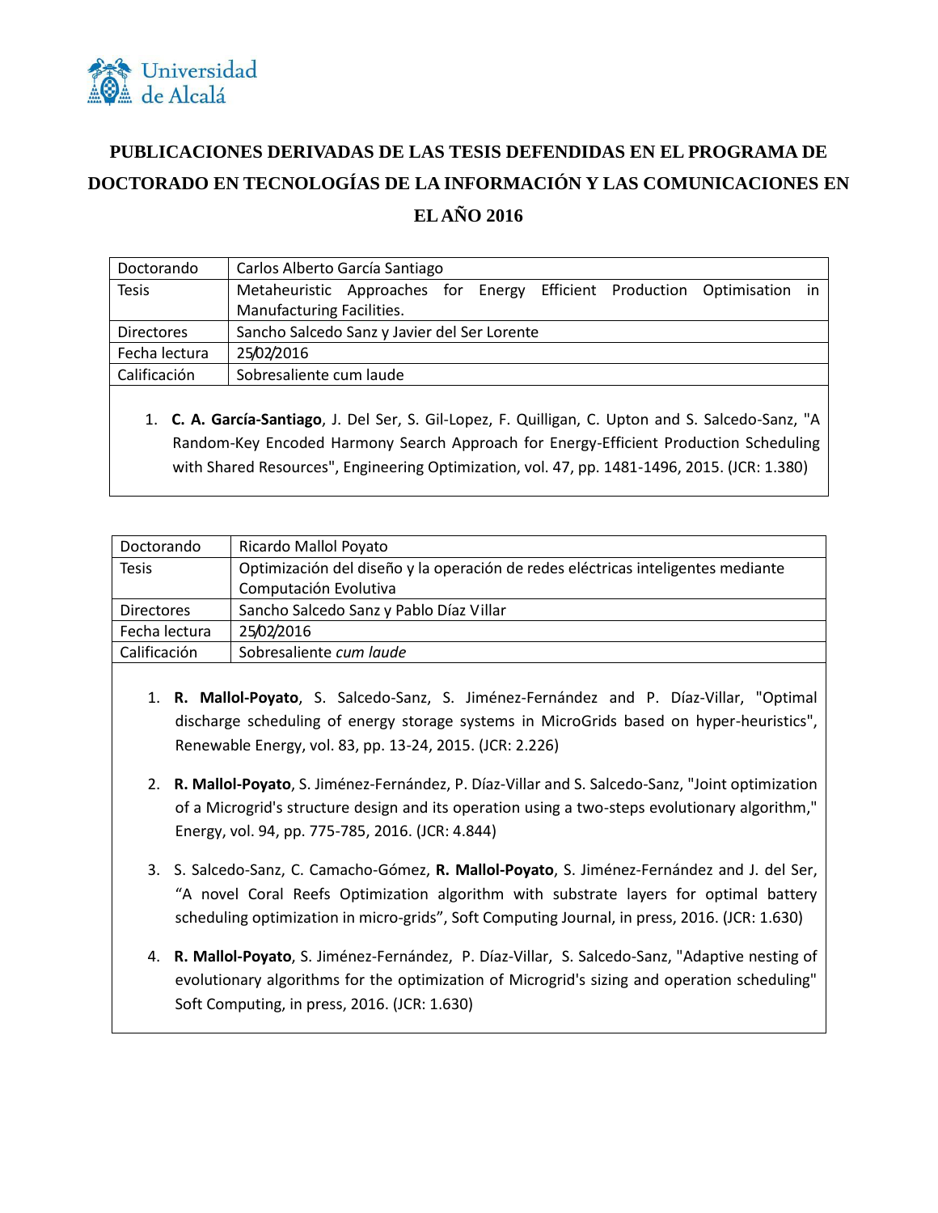# PUBLICACIONES DERIVADAS DE LAS TESIS DEFENDIDAS EN EL PROGRAMA DE DOCTORADO EN TECNOLOGÍAS DE LA INFORMACIÓN Y LAS COMUNICACIONES EN EL AÑO 2016

| Doctorando | Carlos Alberto García Santiago |
|---|---|
| Tesis | Metaheuristic Approaches for Energy Efficient Production Optimisation in Manufacturing Facilities. |
| Directores | Sancho Salcedo Sanz y Javier del Ser Lorente |
| Fecha lectura | 25/02/2016 |
| Calificación | Sobresaliente cum laude |

1. **C. A. García-Santiago**, J. Del Ser, S. Gil-Lopez, F. Quilligan, C. Upton and S. Salcedo-Sanz, "A Random-Key Encoded Harmony Search Approach for Energy-Efficient Production Scheduling with Shared Resources", Engineering Optimization, vol. 47, pp. 1481-1496, 2015. (JCR: 1.380)

| Doctorando | Ricardo Mallol Poyato |
|---|---|
| Tesis | Optimización del diseño y la operación de redes eléctricas inteligentes mediante Computación Evolutiva |
| Directores | Sancho Salcedo Sanz y Pablo Díaz Villar |
| Fecha lectura | 25/02/2016 |
| Calificación | Sobresaliente *cum laude* |

1. **R. Mallol-Poyato**, S. Salcedo-Sanz, S. Jiménez-Fernández and P. Díaz-Villar, "Optimal discharge scheduling of energy storage systems in MicroGrids based on hyper-heuristics", Renewable Energy, vol. 83, pp. 13-24, 2015. (JCR: 2.226)

2. **R. Mallol-Poyato**, S. Jiménez-Fernández, P. Díaz-Villar and S. Salcedo-Sanz, "Joint optimization of a Microgrid's structure design and its operation using a two-steps evolutionary algorithm," Energy, vol. 94, pp. 775-785, 2016. (JCR: 4.844)

3. S. Salcedo-Sanz, C. Camacho-Gómez, **R. Mallol-Poyato**, S. Jiménez-Fernández and J. del Ser, "A novel Coral Reefs Optimization algorithm with substrate layers for optimal battery scheduling optimization in micro-grids", Soft Computing Journal, in press, 2016. (JCR: 1.630)

4. **R. Mallol-Poyato**, S. Jiménez-Fernández, P. Díaz-Villar, S. Salcedo-Sanz, "Adaptive nesting of evolutionary algorithms for the optimization of Microgrid's sizing and operation scheduling" Soft Computing, in press, 2016. (JCR: 1.630)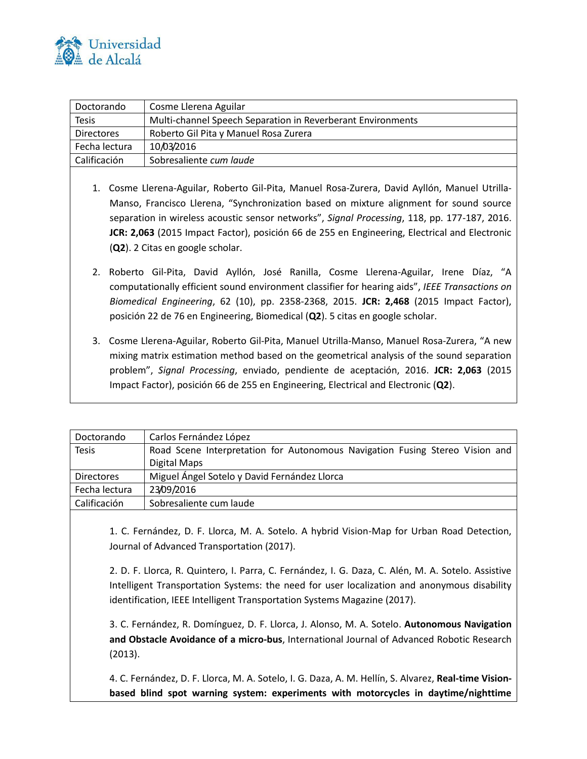| Doctorando | Cosme Llerena Aguilar |
|---|---|
| Tesis | Multi-channel Speech Separation in Reverberant Environments |
| Directores | Roberto Gil Pita y Manuel Rosa Zurera |
| Fecha lectura | 10/03/2016 |
| Calificación | Sobresaliente *cum laude* |

1. Cosme Llerena-Aguilar, Roberto Gil-Pita, Manuel Rosa-Zurera, David Ayllón, Manuel Utrilla-Manso, Francisco Llerena, "Synchronization based on mixture alignment for sound source separation in wireless acoustic sensor networks", *Signal Processing*, 118, pp. 177-187, 2016. **JCR: 2,063** (2015 Impact Factor), posición 66 de 255 en Engineering, Electrical and Electronic (**Q2**). 2 Citas en google scholar.

2. Roberto Gil-Pita, David Ayllón, José Ranilla, Cosme Llerena-Aguilar, Irene Díaz, "A computationally efficient sound environment classifier for hearing aids", *IEEE Transactions on Biomedical Engineering*, 62 (10), pp. 2358-2368, 2015. **JCR: 2,468** (2015 Impact Factor), posición 22 de 76 en Engineering, Biomedical (**Q2**). 5 citas en google scholar.

3. Cosme Llerena-Aguilar, Roberto Gil-Pita, Manuel Utrilla-Manso, Manuel Rosa-Zurera, "A new mixing matrix estimation method based on the geometrical analysis of the sound separation problem", *Signal Processing*, enviado, pendiente de aceptación, 2016. **JCR: 2,063** (2015 Impact Factor), posición 66 de 255 en Engineering, Electrical and Electronic (**Q2**).

| Doctorando | Carlos Fernández López |
|---|---|
| Tesis | Road Scene Interpretation for Autonomous Navigation Fusing Stereo Vision and Digital Maps |
| Directores | Miguel Ángel Sotelo y David Fernández Llorca |
| Fecha lectura | 23/09/2016 |
| Calificación | Sobresaliente cum laude |

1. C. Fernández, D. F. Llorca, M. A. Sotelo. A hybrid Vision-Map for Urban Road Detection, Journal of Advanced Transportation (2017).

2. D. F. Llorca, R. Quintero, I. Parra, C. Fernández, I. G. Daza, C. Alén, M. A. Sotelo. Assistive Intelligent Transportation Systems: the need for user localization and anonymous disability identification, IEEE Intelligent Transportation Systems Magazine (2017).

3. C. Fernández, R. Domínguez, D. F. Llorca, J. Alonso, M. A. Sotelo. **Autonomous Navigation and Obstacle Avoidance of a micro-bus**, International Journal of Advanced Robotic Research (2013).

4. C. Fernández, D. F. Llorca, M. A. Sotelo, I. G. Daza, A. M. Hellín, S. Alvarez, **Real-time Vision-based blind spot warning system: experiments with motorcycles in daytime/nighttime**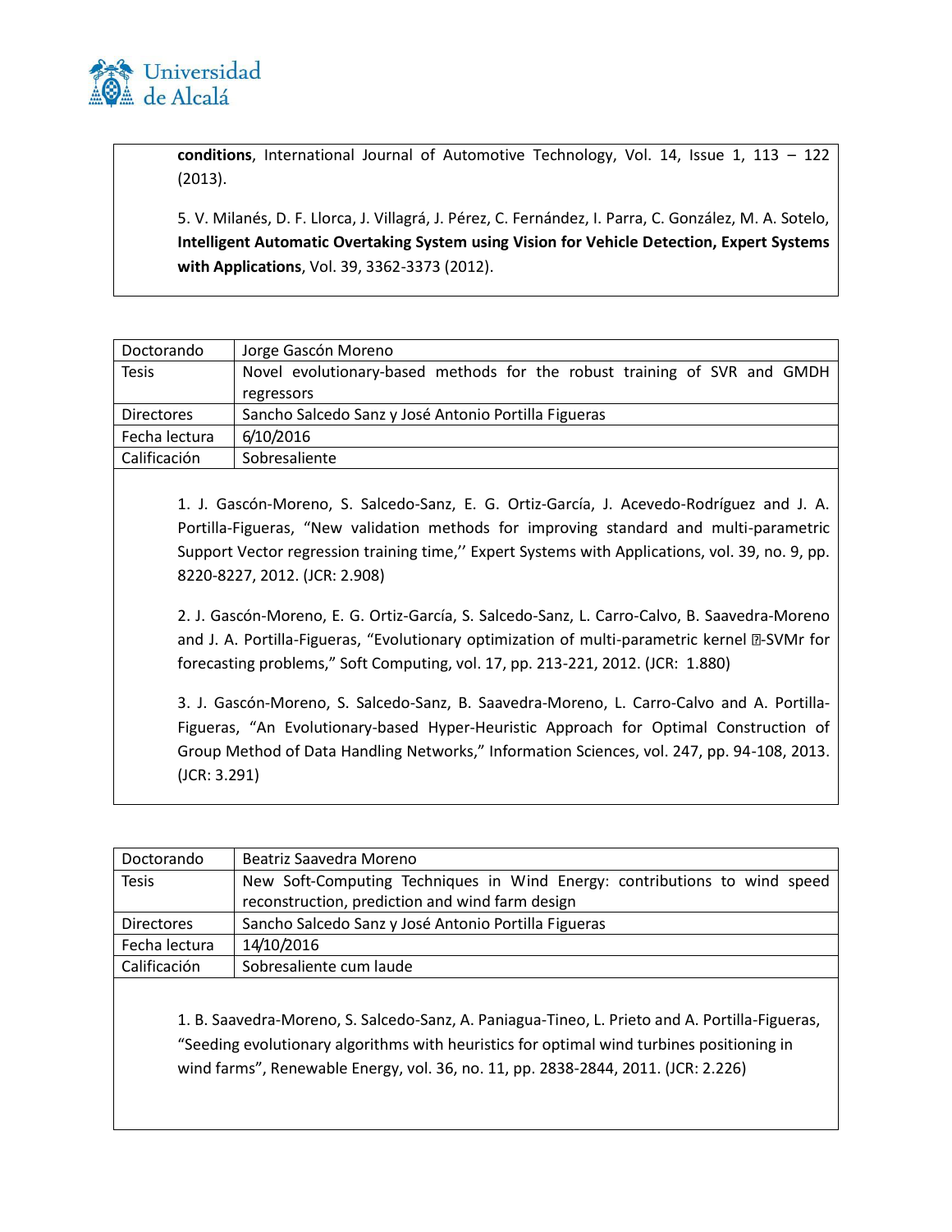**conditions**, International Journal of Automotive Technology, Vol. 14, Issue 1, 113 – 122 (2013).

5. V. Milanés, D. F. Llorca, J. Villagrá, J. Pérez, C. Fernández, I. Parra, C. González, M. A. Sotelo, **Intelligent Automatic Overtaking System using Vision for Vehicle Detection, Expert Systems with Applications**, Vol. 39, 3362-3373 (2012).

| Doctorando | Jorge Gascón Moreno |
|---|---|
| Tesis | Novel evolutionary-based methods for the robust training of SVR and GMDH regressors |
| Directores | Sancho Salcedo Sanz y José Antonio Portilla Figueras |
| Fecha lectura | 6/10/2016 |
| Calificación | Sobresaliente |

1. J. Gascón-Moreno, S. Salcedo-Sanz, E. G. Ortiz-García, J. Acevedo-Rodríguez and J. A. Portilla-Figueras, "New validation methods for improving standard and multi-parametric Support Vector regression training time,'' Expert Systems with Applications, vol. 39, no. 9, pp. 8220-8227, 2012. (JCR: 2.908)

2. J. Gascón-Moreno, E. G. Ortiz-García, S. Salcedo-Sanz, L. Carro-Calvo, B. Saavedra-Moreno and J. A. Portilla-Figueras, "Evolutionary optimization of multi-parametric kernel �-SVMr for forecasting problems," Soft Computing, vol. 17, pp. 213-221, 2012. (JCR: 1.880)

3. J. Gascón-Moreno, S. Salcedo-Sanz, B. Saavedra-Moreno, L. Carro-Calvo and A. Portilla-Figueras, "An Evolutionary-based Hyper-Heuristic Approach for Optimal Construction of Group Method of Data Handling Networks," Information Sciences, vol. 247, pp. 94-108, 2013. (JCR: 3.291)

| Doctorando | Beatriz Saavedra Moreno |
|---|---|
| Tesis | New Soft-Computing Techniques in Wind Energy: contributions to wind speed reconstruction, prediction and wind farm design |
| Directores | Sancho Salcedo Sanz y José Antonio Portilla Figueras |
| Fecha lectura | 14/10/2016 |
| Calificación | Sobresaliente cum laude |

1. B. Saavedra-Moreno, S. Salcedo-Sanz, A. Paniagua-Tineo, L. Prieto and A. Portilla-Figueras, "Seeding evolutionary algorithms with heuristics for optimal wind turbines positioning in wind farms", Renewable Energy, vol. 36, no. 11, pp. 2838-2844, 2011. (JCR: 2.226)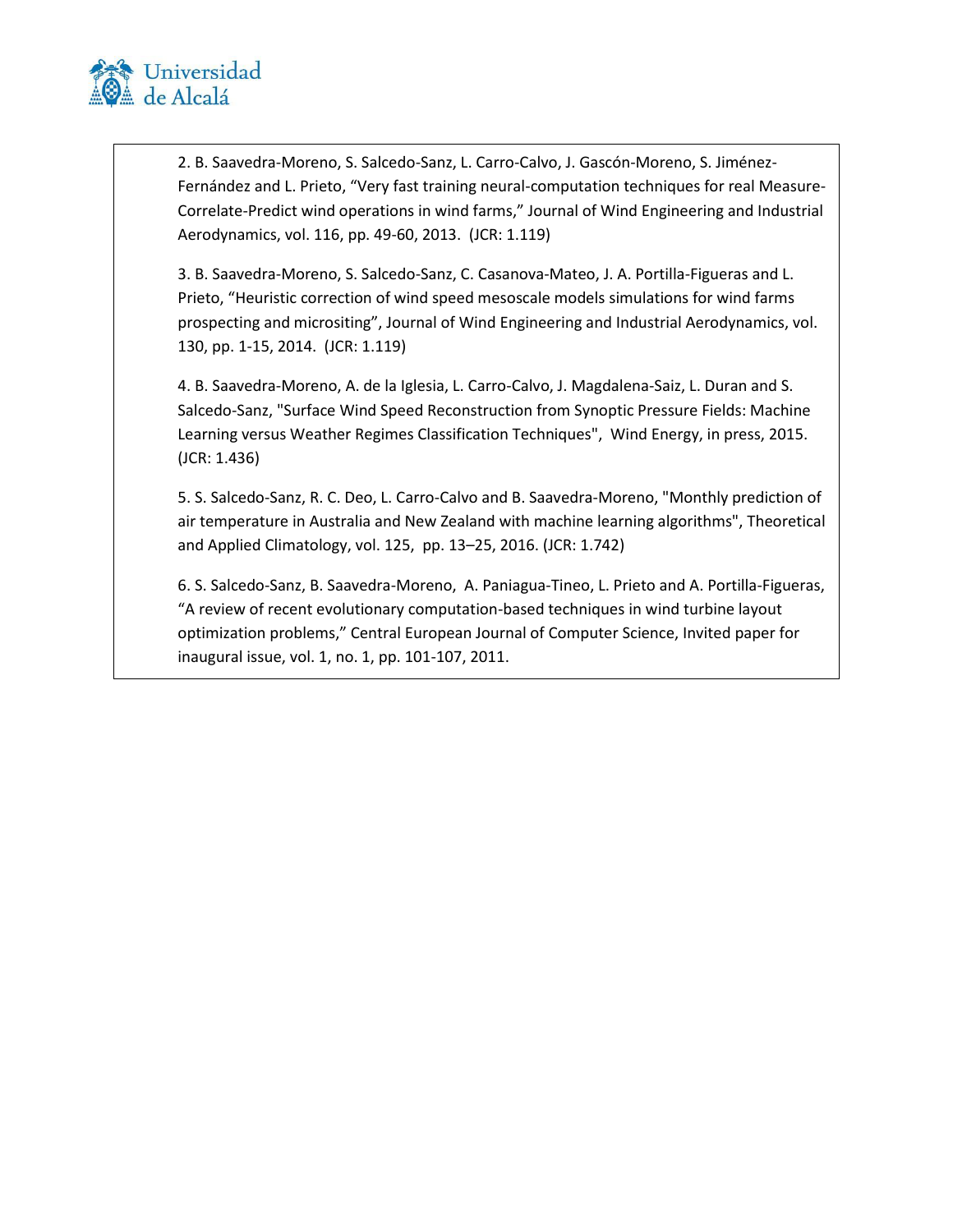2. B. Saavedra-Moreno, S. Salcedo-Sanz, L. Carro-Calvo, J. Gascón-Moreno, S. Jiménez-Fernández and L. Prieto, “Very fast training neural-computation techniques for real Measure-Correlate-Predict wind operations in wind farms,” Journal of Wind Engineering and Industrial Aerodynamics, vol. 116, pp. 49-60, 2013. (JCR: 1.119)

3. B. Saavedra-Moreno, S. Salcedo-Sanz, C. Casanova-Mateo, J. A. Portilla-Figueras and L. Prieto, “Heuristic correction of wind speed mesoscale models simulations for wind farms prospecting and micrositing”, Journal of Wind Engineering and Industrial Aerodynamics, vol. 130, pp. 1-15, 2014. (JCR: 1.119)

4. B. Saavedra-Moreno, A. de la Iglesia, L. Carro-Calvo, J. Magdalena-Saiz, L. Duran and S. Salcedo-Sanz, "Surface Wind Speed Reconstruction from Synoptic Pressure Fields: Machine Learning versus Weather Regimes Classification Techniques", Wind Energy, in press, 2015. (JCR: 1.436)

5. S. Salcedo-Sanz, R. C. Deo, L. Carro-Calvo and B. Saavedra-Moreno, "Monthly prediction of air temperature in Australia and New Zealand with machine learning algorithms", Theoretical and Applied Climatology, vol. 125, pp. 13–25, 2016. (JCR: 1.742)

6. S. Salcedo-Sanz, B. Saavedra-Moreno, A. Paniagua-Tineo, L. Prieto and A. Portilla-Figueras, “A review of recent evolutionary computation-based techniques in wind turbine layout optimization problems,” Central European Journal of Computer Science, Invited paper for inaugural issue, vol. 1, no. 1, pp. 101-107, 2011.